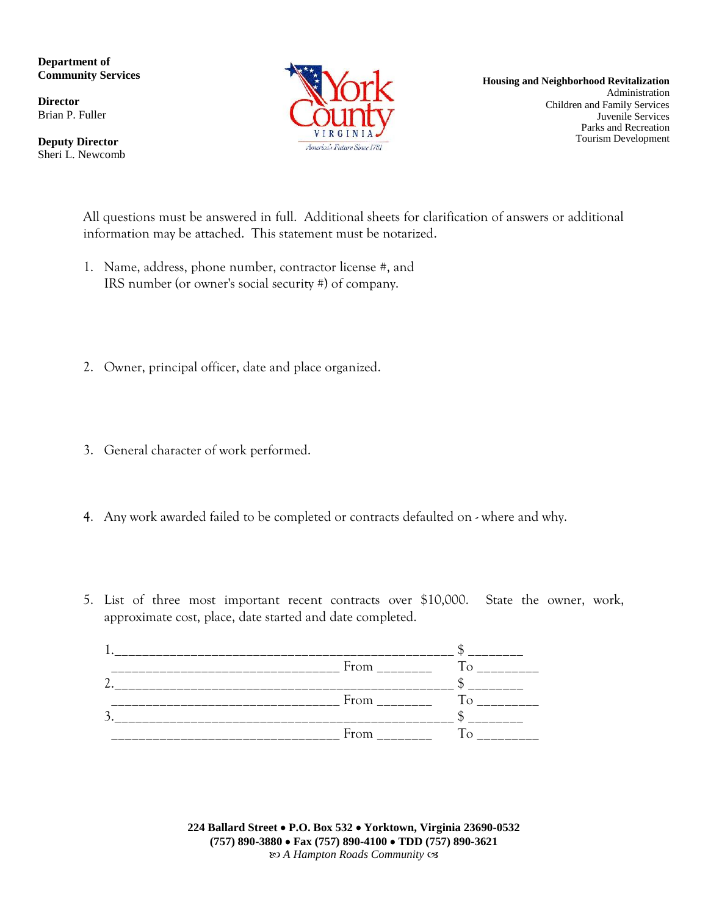**Department of Community Services**

**Director**
Brian P. Fuller

**Deputy Director**
Sheri L. Newcomb

York County
VIRGINIA
America's Future Since 1781

**Housing and Neighborhood Revitalization**
Administration
Children and Family Services
Juvenile Services
Parks and Recreation
Tourism Development

All questions must be answered in full. Additional sheets for clarification of answers or additional information may be attached. This statement must be notarized.

1. Name, address, phone number, contractor license #, and IRS number (or owner's social security #) of company.

2. Owner, principal officer, date and place organized.

3. General character of work performed.

4. Any work awarded failed to be completed or contracts defaulted on - where and why.

5. List of three most important recent contracts over $10,000. State the owner, work, approximate cost, place, date started and date completed.

1.________________________________________________ $ _______
________________________________ From _______ To ________
2.________________________________________________ $ _______
________________________________ From _______ To ________
3.________________________________________________ $ _______
________________________________ From _______ To ________

**224 Ballard Street • P.O. Box 532 • Yorktown, Virginia 23690-0532**
**(757) 890-3880 • Fax (757) 890-4100 • TDD (757) 890-3621**
*A Hampton Roads Community*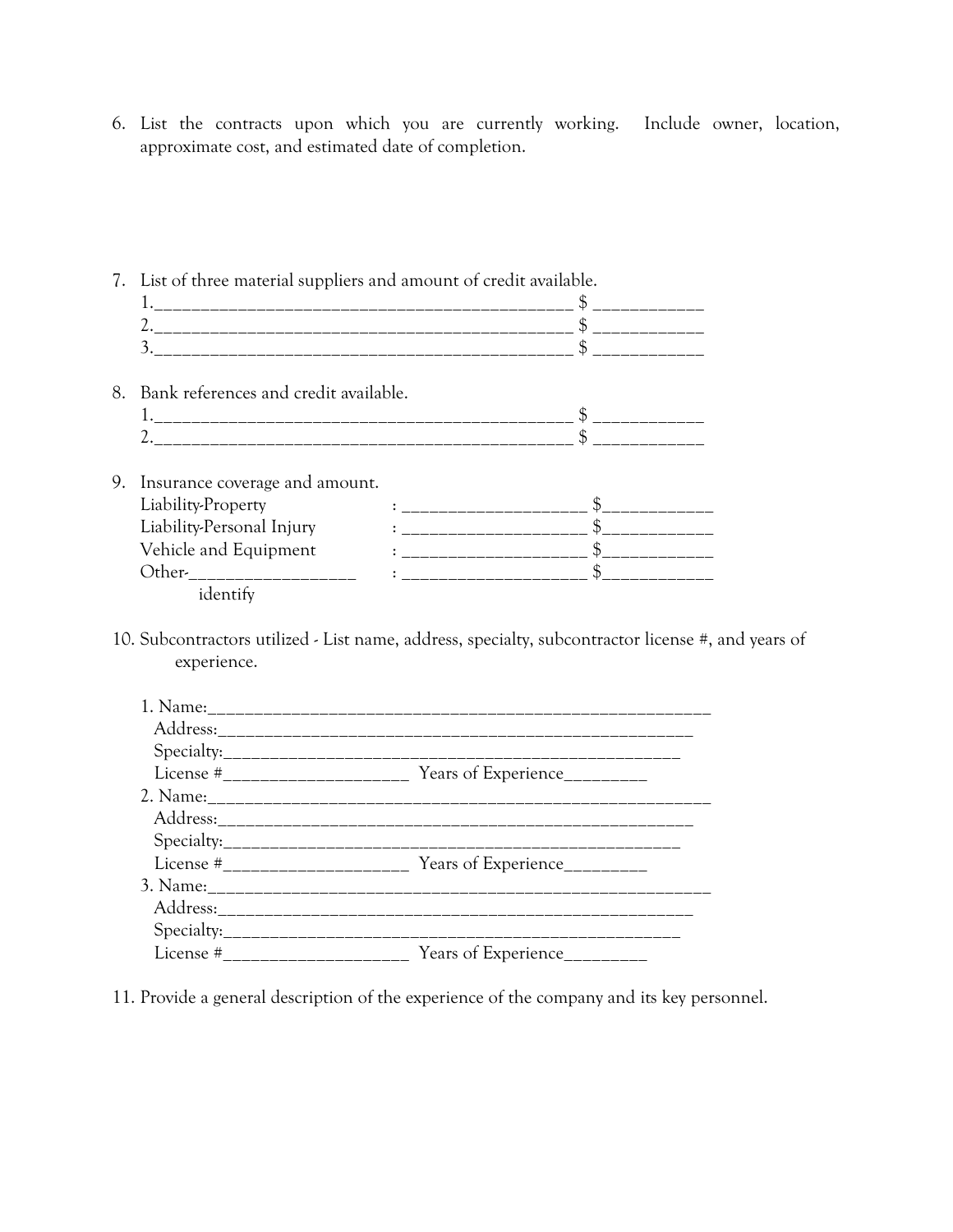6. List the contracts upon which you are currently working. Include owner, location, approximate cost, and estimated date of completion.

7. List of three material suppliers and amount of credit available.
   1.______________________________________________ $ ____________
   2.______________________________________________ $ ____________
   3.______________________________________________ $ ____________

8. Bank references and credit available.
   1.______________________________________________ $ ____________
   2.______________________________________________ $ ____________

9. Insurance coverage and amount.
   Liability-Property : ____________________ $____________
   Liability-Personal Injury : ____________________ $____________
   Vehicle and Equipment : ____________________ $____________
   Other-__________________ : ____________________ $____________
   identify

10. Subcontractors utilized - List name, address, specialty, subcontractor license #, and years of experience.

    1. Name:_____________________________________________________
       Address:__________________________________________________
       Specialty:_________________________________________________
       License #____________________ Years of Experience_________
    2. Name:_____________________________________________________
       Address:__________________________________________________
       Specialty:_________________________________________________
       License #____________________ Years of Experience_________
    3. Name:_____________________________________________________
       Address:__________________________________________________
       Specialty:_________________________________________________
       License #____________________ Years of Experience_________

11. Provide a general description of the experience of the company and its key personnel.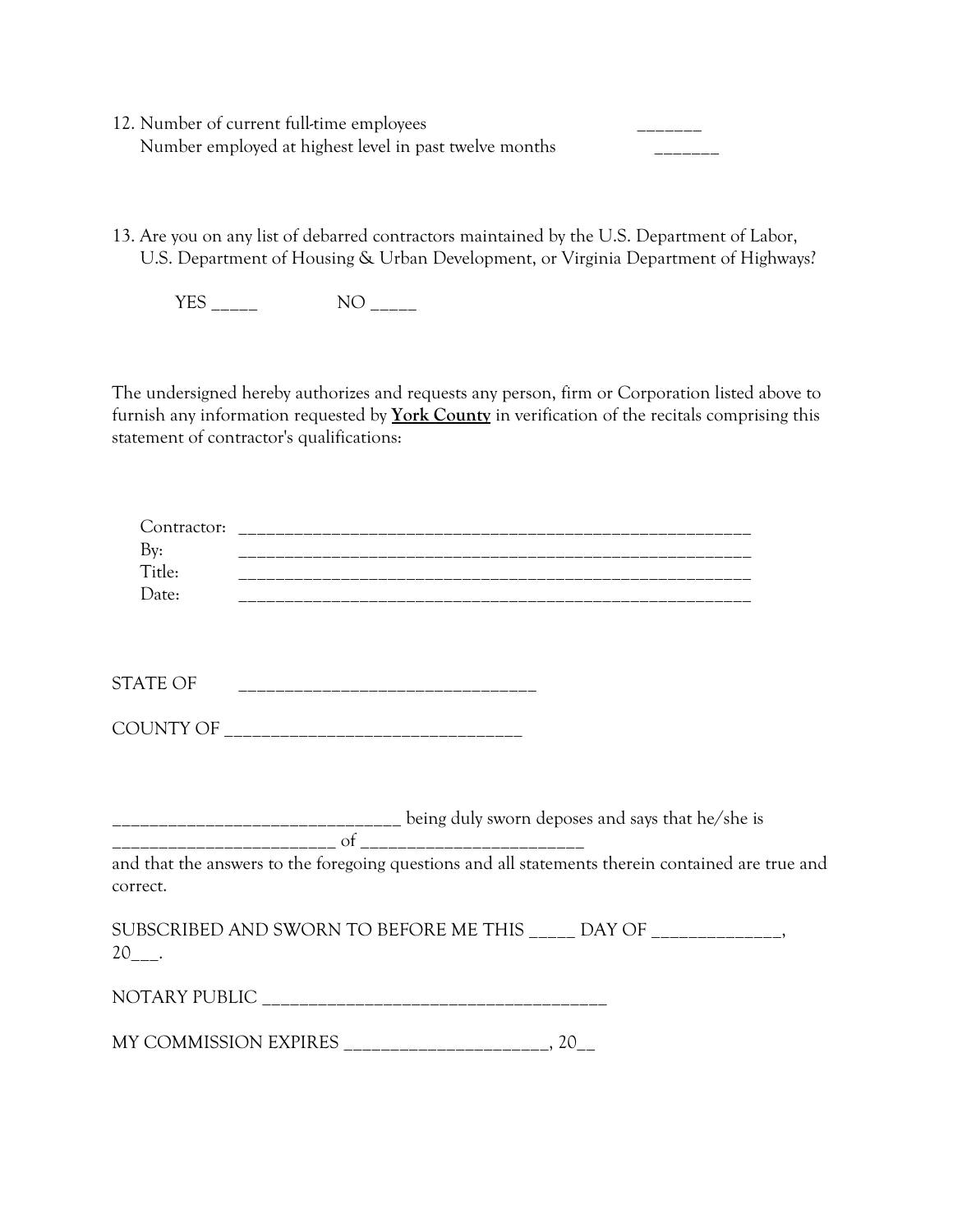12. Number of current full-time employees _______
    Number employed at highest level in past twelve months _______

13. Are you on any list of debarred contractors maintained by the U.S. Department of Labor, U.S. Department of Housing & Urban Development, or Virginia Department of Highways?

    YES _____ NO _____

The undersigned hereby authorizes and requests any person, firm or Corporation listed above to furnish any information requested by **York County** in verification of the recitals comprising this statement of contractor's qualifications:

Contractor: ________________________________________________________
By: ________________________________________________________
Title: ________________________________________________________
Date: ________________________________________________________

STATE OF ________________________________

COUNTY OF ________________________________

________________________________ being duly sworn deposes and says that he/she is ________________________ of ________________________
and that the answers to the foregoing questions and all statements therein contained are true and correct.

SUBSCRIBED AND SWORN TO BEFORE ME THIS _____ DAY OF ______________, 20___.

NOTARY PUBLIC ______________________________________

MY COMMISSION EXPIRES ______________________, 20__